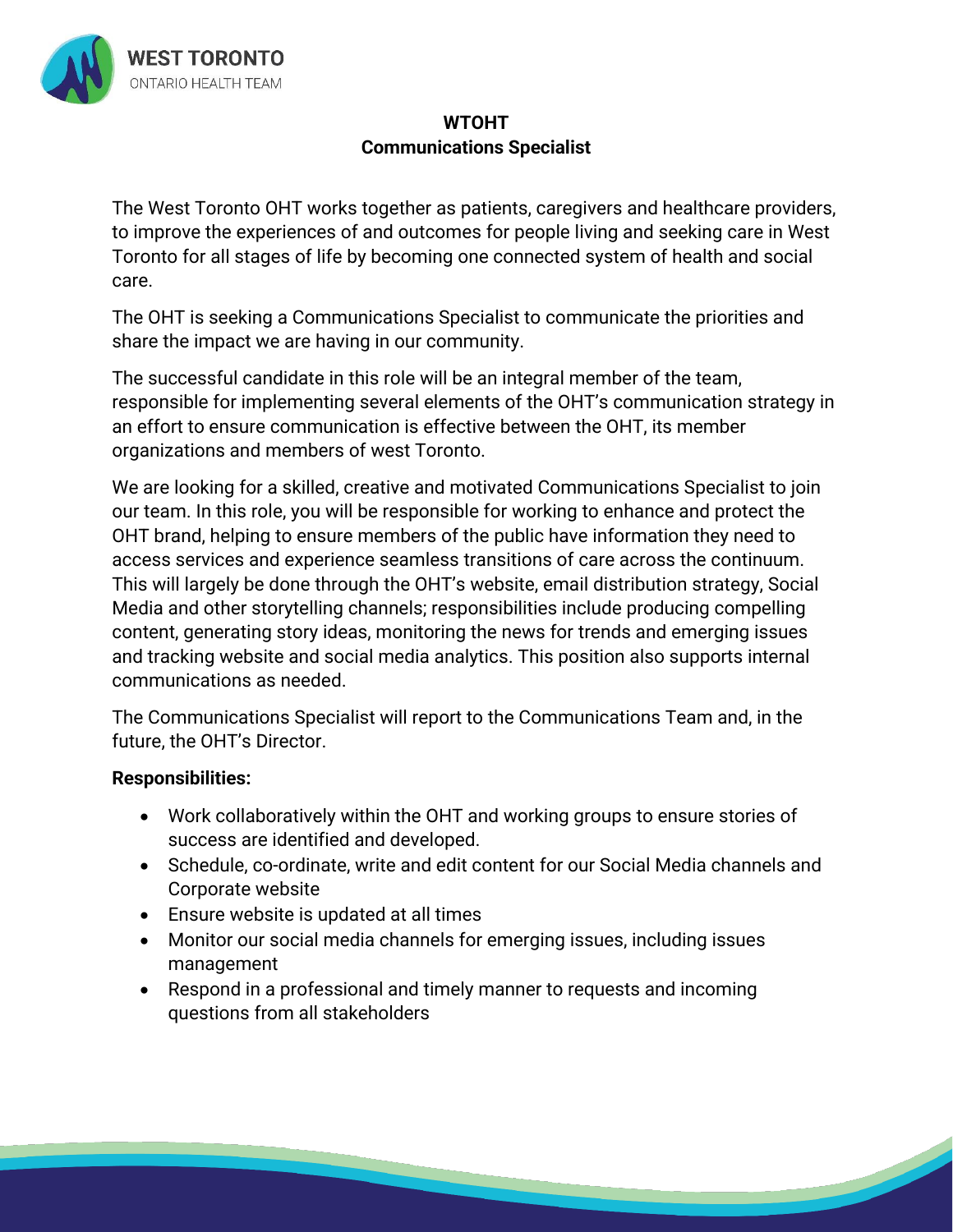**WTOHT**
**Communications Specialist**

The West Toronto OHT works together as patients, caregivers and healthcare providers, to improve the experiences of and outcomes for people living and seeking care in West Toronto for all stages of life by becoming one connected system of health and social care.

The OHT is seeking a Communications Specialist to communicate the priorities and share the impact we are having in our community.

The successful candidate in this role will be an integral member of the team, responsible for implementing several elements of the OHT's communication strategy in an effort to ensure communication is effective between the OHT, its member organizations and members of west Toronto.

We are looking for a skilled, creative and motivated Communications Specialist to join our team. In this role, you will be responsible for working to enhance and protect the OHT brand, helping to ensure members of the public have information they need to access services and experience seamless transitions of care across the continuum. This will largely be done through the OHT's website, email distribution strategy, Social Media and other storytelling channels; responsibilities include producing compelling content, generating story ideas, monitoring the news for trends and emerging issues and tracking website and social media analytics. This position also supports internal communications as needed.

The Communications Specialist will report to the Communications Team and, in the future, the OHT's Director.

**Responsibilities:**

- Work collaboratively within the OHT and working groups to ensure stories of success are identified and developed.
- Schedule, co-ordinate, write and edit content for our Social Media channels and Corporate website
- Ensure website is updated at all times
- Monitor our social media channels for emerging issues, including issues management
- Respond in a professional and timely manner to requests and incoming questions from all stakeholders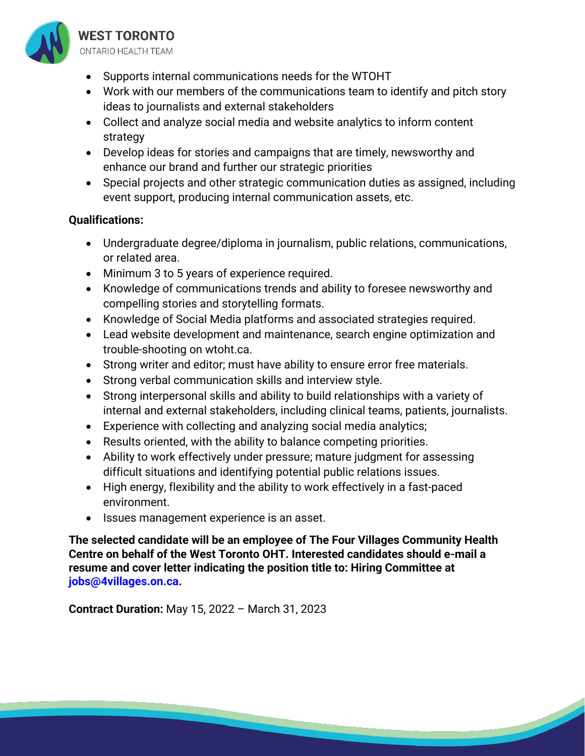- Supports internal communications needs for the WTOHT
- Work with our members of the communications team to identify and pitch story ideas to journalists and external stakeholders
- Collect and analyze social media and website analytics to inform content strategy
- Develop ideas for stories and campaigns that are timely, newsworthy and enhance our brand and further our strategic priorities
- Special projects and other strategic communication duties as assigned, including event support, producing internal communication assets, etc.

**Qualifications:**

- Undergraduate degree/diploma in journalism, public relations, communications, or related area.
- Minimum 3 to 5 years of experience required.
- Knowledge of communications trends and ability to foresee newsworthy and compelling stories and storytelling formats.
- Knowledge of Social Media platforms and associated strategies required.
- Lead website development and maintenance, search engine optimization and trouble-shooting on wtoht.ca.
- Strong writer and editor; must have ability to ensure error free materials.
- Strong verbal communication skills and interview style.
- Strong interpersonal skills and ability to build relationships with a variety of internal and external stakeholders, including clinical teams, patients, journalists.
- Experience with collecting and analyzing social media analytics;
- Results oriented, with the ability to balance competing priorities.
- Ability to work effectively under pressure; mature judgment for assessing difficult situations and identifying potential public relations issues.
- High energy, flexibility and the ability to work effectively in a fast-paced environment.
- Issues management experience is an asset.

**The selected candidate will be an employee of The Four Villages Community Health Centre on behalf of the West Toronto OHT. Interested candidates should e-mail a resume and cover letter indicating the position title to: Hiring Committee at jobs@4villages.on.ca.**

**Contract Duration:** May 15, 2022 – March 31, 2023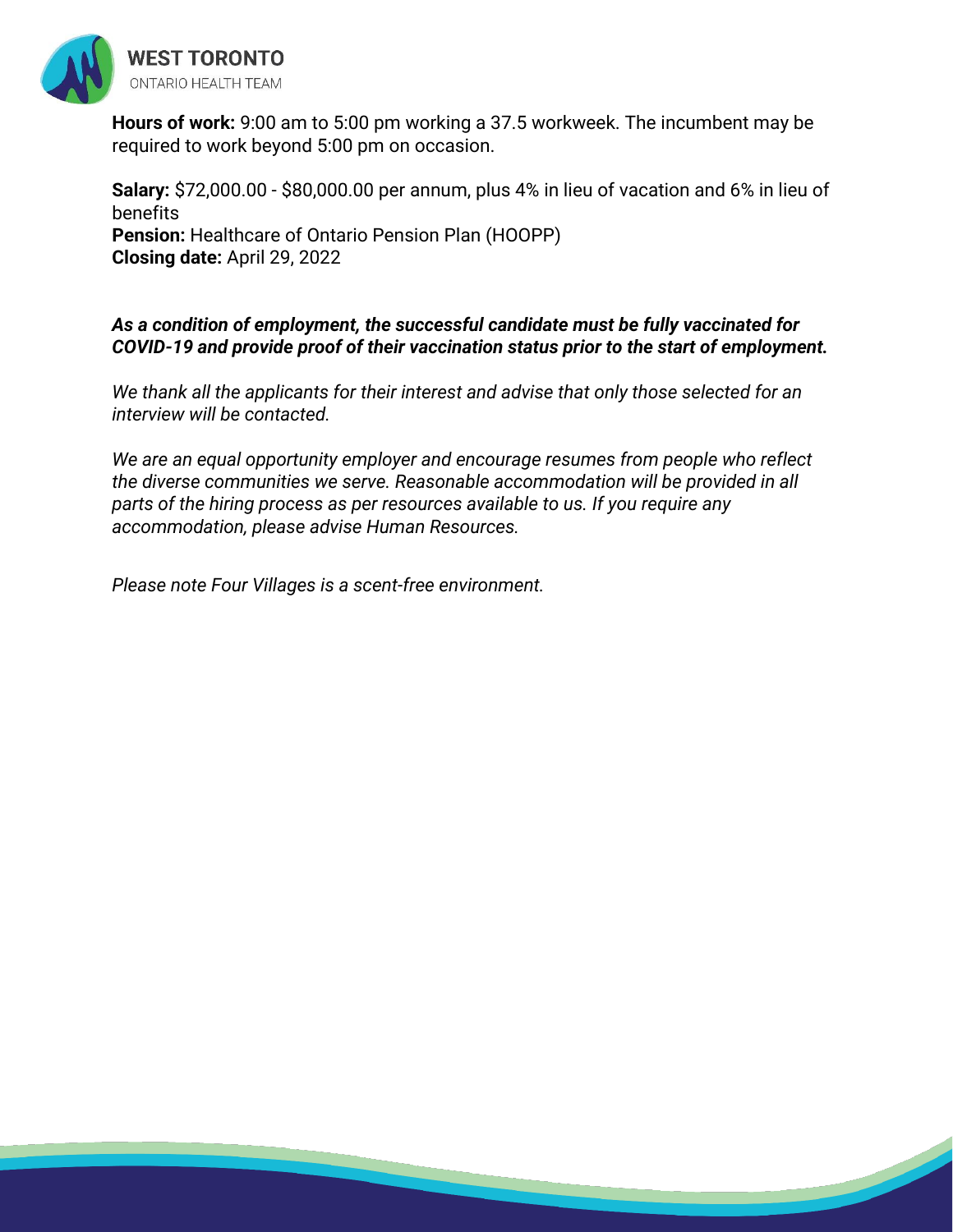**Hours of work:** 9:00 am to 5:00 pm working a 37.5 workweek. The incumbent may be required to work beyond 5:00 pm on occasion.

**Salary:** $72,000.00 - $80,000.00 per annum, plus 4% in lieu of vacation and 6% in lieu of benefits
**Pension:** Healthcare of Ontario Pension Plan (HOOPP)
**Closing date:** April 29, 2022

***As a condition of employment, the successful candidate must be fully vaccinated for COVID-19 and provide proof of their vaccination status prior to the start of employment.***

*We thank all the applicants for their interest and advise that only those selected for an interview will be contacted.*

*We are an equal opportunity employer and encourage resumes from people who reflect the diverse communities we serve. Reasonable accommodation will be provided in all parts of the hiring process as per resources available to us. If you require any accommodation, please advise Human Resources.*

*Please note Four Villages is a scent-free environment.*